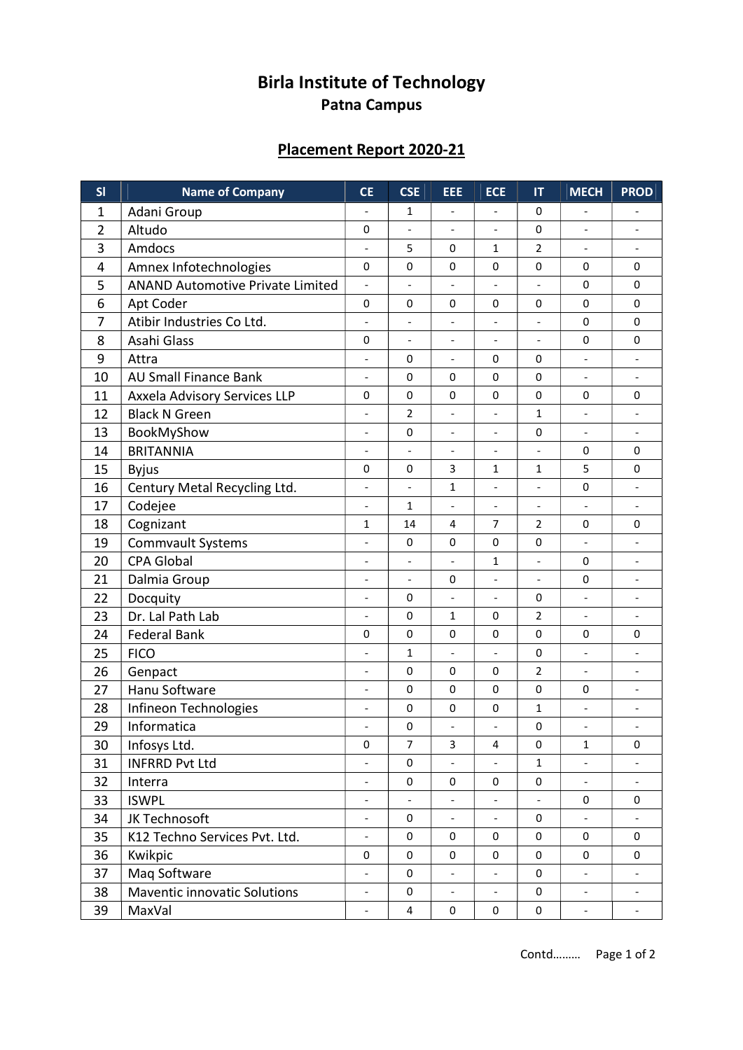# Birla Institute of Technology

## Patna Campus

## Placement Report 2020-21

| Sl | Name of Company | CE | CSE | EEE | ECE | IT | MECH | PROD |
|---|---|---|---|---|---|---|---|---|
| 1 | Adani Group | - | 1 | - | - | 0 | - | - |
| 2 | Altudo | 0 | - | - | - | 0 | - | - |
| 3 | Amdocs | - | 5 | 0 | 1 | 2 | - | - |
| 4 | Amnex Infotechnologies | 0 | 0 | 0 | 0 | 0 | 0 | 0 |
| 5 | ANAND Automotive Private Limited | - | - | - | - | - | 0 | 0 |
| 6 | Apt Coder | 0 | 0 | 0 | 0 | 0 | 0 | 0 |
| 7 | Atibir Industries Co Ltd. | - | - | - | - | - | 0 | 0 |
| 8 | Asahi Glass | 0 | - | - | - | - | 0 | 0 |
| 9 | Attra | - | 0 | - | 0 | 0 | - | - |
| 10 | AU Small Finance Bank | - | 0 | 0 | 0 | 0 | - | - |
| 11 | Axxela Advisory Services LLP | 0 | 0 | 0 | 0 | 0 | 0 | 0 |
| 12 | Black N Green | - | 2 | - | - | 1 | - | - |
| 13 | BookMyShow | - | 0 | - | - | 0 | - | - |
| 14 | BRITANNIA | - | - | - | - | - | 0 | 0 |
| 15 | Byjus | 0 | 0 | 3 | 1 | 1 | 5 | 0 |
| 16 | Century Metal Recycling Ltd. | - | - | 1 | - | - | 0 | - |
| 17 | Codejee | - | 1 | - | - | - | - | - |
| 18 | Cognizant | 1 | 14 | 4 | 7 | 2 | 0 | 0 |
| 19 | Commvault Systems | - | 0 | 0 | 0 | 0 | - | - |
| 20 | CPA Global | - | - | - | 1 | - | 0 | - |
| 21 | Dalmia Group | - | - | 0 | - | - | 0 | - |
| 22 | Docquity | - | 0 | - | - | 0 | - | - |
| 23 | Dr. Lal Path Lab | - | 0 | 1 | 0 | 2 | - | - |
| 24 | Federal Bank | 0 | 0 | 0 | 0 | 0 | 0 | 0 |
| 25 | FICO | - | 1 | - | - | 0 | - | - |
| 26 | Genpact | - | 0 | 0 | 0 | 2 | - | - |
| 27 | Hanu Software | - | 0 | 0 | 0 | 0 | 0 | - |
| 28 | Infineon Technologies | - | 0 | 0 | 0 | 1 | - | - |
| 29 | Informatica | - | 0 | - | - | 0 | - | - |
| 30 | Infosys Ltd. | 0 | 7 | 3 | 4 | 0 | 1 | 0 |
| 31 | INFRRD Pvt Ltd | - | 0 | - | - | 1 | - | - |
| 32 | Interra | - | 0 | 0 | 0 | 0 | - | - |
| 33 | ISWPL | - | - | - | - | - | 0 | 0 |
| 34 | JK Technosoft | - | 0 | - | - | 0 | - | - |
| 35 | K12 Techno Services Pvt. Ltd. | - | 0 | 0 | 0 | 0 | 0 | 0 |
| 36 | Kwikpic | 0 | 0 | 0 | 0 | 0 | 0 | 0 |
| 37 | Maq Software | - | 0 | - | - | 0 | - | - |
| 38 | Maventic innovatic Solutions | - | 0 | - | - | 0 | - | - |
| 39 | MaxVal | - | 4 | 0 | 0 | 0 | - | - |

Contd………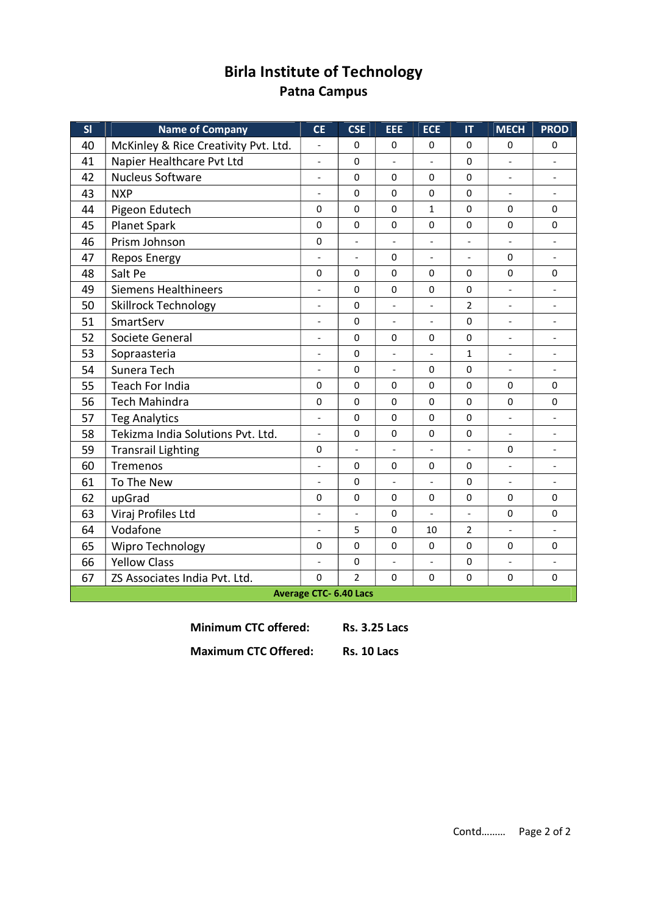# Birla Institute of Technology

## Patna Campus

| Sl | Name of Company | CE | CSE | EEE | ECE | IT | MECH | PROD |
|---|---|---|---|---|---|---|---|---|
| 40 | McKinley & Rice Creativity Pvt. Ltd. | - | 0 | 0 | 0 | 0 | 0 | 0 |
| 41 | Napier Healthcare Pvt Ltd | - | 0 | - | - | 0 | - | - |
| 42 | Nucleus Software | - | 0 | 0 | 0 | 0 | - | - |
| 43 | NXP | - | 0 | 0 | 0 | 0 | - | - |
| 44 | Pigeon Edutech | 0 | 0 | 0 | 1 | 0 | 0 | 0 |
| 45 | Planet Spark | 0 | 0 | 0 | 0 | 0 | 0 | 0 |
| 46 | Prism Johnson | 0 | - | - | - | - | - | - |
| 47 | Repos Energy | - | - | 0 | - | - | 0 | - |
| 48 | Salt Pe | 0 | 0 | 0 | 0 | 0 | 0 | 0 |
| 49 | Siemens Healthineers | - | 0 | 0 | 0 | 0 | - | - |
| 50 | Skillrock Technology | - | 0 | - | - | 2 | - | - |
| 51 | SmartServ | - | 0 | - | - | 0 | - | - |
| 52 | Societe General | - | 0 | 0 | 0 | 0 | - | - |
| 53 | Sopraasteria | - | 0 | - | - | 1 | - | - |
| 54 | Sunera Tech | - | 0 | - | 0 | 0 | - | - |
| 55 | Teach For India | 0 | 0 | 0 | 0 | 0 | 0 | 0 |
| 56 | Tech Mahindra | 0 | 0 | 0 | 0 | 0 | 0 | 0 |
| 57 | Teg Analytics | - | 0 | 0 | 0 | 0 | - | - |
| 58 | Tekizma India Solutions Pvt. Ltd. | - | 0 | 0 | 0 | 0 | - | - |
| 59 | Transrail Lighting | 0 | - | - | - | - | 0 | - |
| 60 | Tremenos | - | 0 | 0 | 0 | 0 | - | - |
| 61 | To The New | - | 0 | - | - | 0 | - | - |
| 62 | upGrad | 0 | 0 | 0 | 0 | 0 | 0 | 0 |
| 63 | Viraj Profiles Ltd | - | - | 0 | - | - | 0 | 0 |
| 64 | Vodafone | - | 5 | 0 | 10 | 2 | - | - |
| 65 | Wipro Technology | 0 | 0 | 0 | 0 | 0 | 0 | 0 |
| 66 | Yellow Class | - | 0 | - | - | 0 | - | - |
| 67 | ZS Associates India Pvt. Ltd. | 0 | 2 | 0 | 0 | 0 | 0 | 0 |
| | **Average CTC- 6.40 Lacs** | | | | | | | |

**Minimum CTC offered:** **Rs. 3.25 Lacs**

**Maximum CTC Offered:** **Rs. 10 Lacs**

Contd………